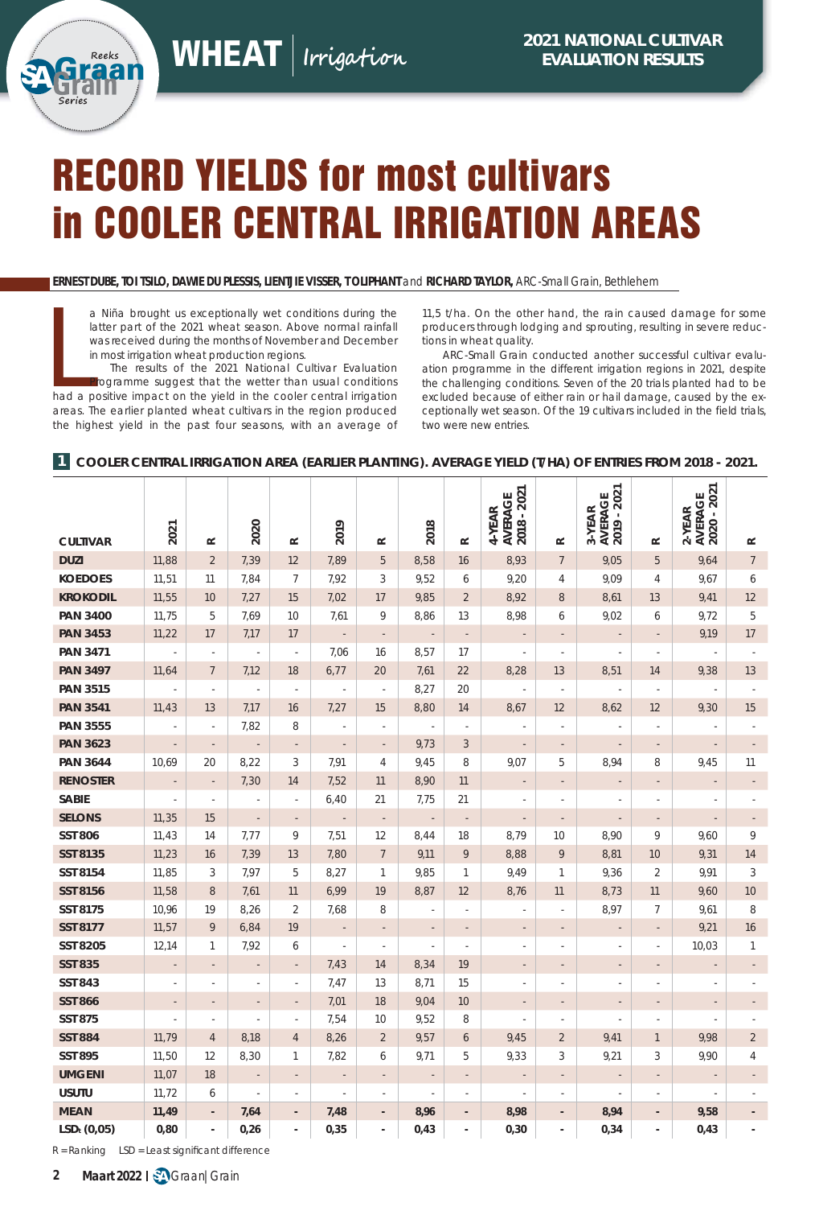# RECORD YIELDS for most cultivars in COOLER CENTRAL IRRIGATION AREAS

**ERNEST DUBE, TOI TSILO, DAWIE DU PLESSIS, LIENTJIE VISSER, TO LIPHANT** and **RICHARD TAYLOR,** *ARC-Small Grain, Bethlehem*

La Niña brought us exceptionally wet conditions during the latter part of the 2021 wheat season. Above normal rainfall was received during the months of November and December in most irrigation wheat production regions.

The results of the 2021 National Cultivar Evaluation Programme suggest that the wetter than usual conditions had a positive impact on the yield in the cooler central irrigation areas. The earlier planted wheat cultivars in the region produced the highest yield in the past four seasons, with an average of 11,5 t/ha. On the other hand, the rain caused damage for some producers through lodging and sprouting, resulting in severe reductions in wheat quality.

ARC-Small Grain conducted another successful cultivar evaluation programme in the different irrigation regions in 2021, despite the challenging conditions. Seven of the 20 trials planted had to be excluded because of either rain or hail damage, caused by the exceptionally wet season. Of the 19 cultivars included in the field trials, two were new entries.

**1 COOLER CENTRAL IRRIGATION AREA (EARLIER PLANTING). AVERAGE YIELD (T/HA) OF ENTRIES FROM 2018 - 2021.**

| CULTIVAR | 2021 | R | 2020 | R | 2019 | R | 2018 | R | 4-YEAR AVERAGE 2018 - 2021 | R | 3-YEAR AVERAGE 2019 - 2021 | R | 2-YEAR AVERAGE 2020 - 2021 | R |
|---|---|---|---|---|---|---|---|---|---|---|---|---|---|---|
| DUZI | 11,88 | 2 | 7,39 | 12 | 7,89 | 5 | 8,58 | 16 | 8,93 | 7 | 9,05 | 5 | 9,64 | 7 |
| KOEDOES | 11,51 | 11 | 7,84 | 7 | 7,92 | 3 | 9,52 | 6 | 9,20 | 4 | 9,09 | 4 | 9,67 | 6 |
| KROKODIL | 11,55 | 10 | 7,27 | 15 | 7,02 | 17 | 9,85 | 2 | 8,92 | 8 | 8,61 | 13 | 9,41 | 12 |
| PAN 3400 | 11,75 | 5 | 7,69 | 10 | 7,61 | 9 | 8,86 | 13 | 8,98 | 6 | 9,02 | 6 | 9,72 | 5 |
| PAN 3453 | 11,22 | 17 | 7,17 | 17 | - | - | - | - | - | - | - | - | 9,19 | 17 |
| PAN 3471 | - | - | - | - | 7,06 | 16 | 8,57 | 17 | - | - | - | - | - | - |
| PAN 3497 | 11,64 | 7 | 7,12 | 18 | 6,77 | 20 | 7,61 | 22 | 8,28 | 13 | 8,51 | 14 | 9,38 | 13 |
| PAN 3515 | - | - | - | - | - | - | 8,27 | 20 | - | - | - | - | - | - |
| PAN 3541 | 11,43 | 13 | 7,17 | 16 | 7,27 | 15 | 8,80 | 14 | 8,67 | 12 | 8,62 | 12 | 9,30 | 15 |
| PAN 3555 | - | - | 7,82 | 8 | - | - | - | - | - | - | - | - | - | - |
| PAN 3623 | - | - | - | - | - | - | 9,73 | 3 | - | - | - | - | - | - |
| PAN 3644 | 10,69 | 20 | 8,22 | 3 | 7,91 | 4 | 9,45 | 8 | 9,07 | 5 | 8,94 | 8 | 9,45 | 11 |
| RENOSTER | - | - | 7,30 | 14 | 7,52 | 11 | 8,90 | 11 | - | - | - | - | - | - |
| SABIE | - | - | - | - | 6,40 | 21 | 7,75 | 21 | - | - | - | - | - | - |
| SELONS | 11,35 | 15 | - | - | - | - | - | - | - | - | - | - | - | - |
| SST 806 | 11,43 | 14 | 7,77 | 9 | 7,51 | 12 | 8,44 | 18 | 8,79 | 10 | 8,90 | 9 | 9,60 | 9 |
| SST 8135 | 11,23 | 16 | 7,39 | 13 | 7,80 | 7 | 9,11 | 9 | 8,88 | 9 | 8,81 | 10 | 9,31 | 14 |
| SST 8154 | 11,85 | 3 | 7,97 | 5 | 8,27 | 1 | 9,85 | 1 | 9,49 | 1 | 9,36 | 2 | 9,91 | 3 |
| SST 8156 | 11,58 | 8 | 7,61 | 11 | 6,99 | 19 | 8,87 | 12 | 8,76 | 11 | 8,73 | 11 | 9,60 | 10 |
| SST 8175 | 10,96 | 19 | 8,26 | 2 | 7,68 | 8 | - | - | - | - | 8,97 | 7 | 9,61 | 8 |
| SST 8177 | 11,57 | 9 | 6,84 | 19 | - | - | - | - | - | - | - | - | 9,21 | 16 |
| SST 8205 | 12,14 | 1 | 7,92 | 6 | - | - | - | - | - | - | - | - | 10,03 | 1 |
| SST 835 | - | - | - | - | 7,43 | 14 | 8,34 | 19 | - | - | - | - | - | - |
| SST 843 | - | - | - | - | 7,47 | 13 | 8,71 | 15 | - | - | - | - | - | - |
| SST 866 | - | - | - | - | 7,01 | 18 | 9,04 | 10 | - | - | - | - | - | - |
| SST 875 | - | - | - | - | 7,54 | 10 | 9,52 | 8 | - | - | - | - | - | - |
| SST 884 | 11,79 | 4 | 8,18 | 4 | 8,26 | 2 | 9,57 | 6 | 9,45 | 2 | 9,41 | 1 | 9,98 | 2 |
| SST 895 | 11,50 | 12 | 8,30 | 1 | 7,82 | 6 | 9,71 | 5 | 9,33 | 3 | 9,21 | 3 | 9,90 | 4 |
| UMGENI | 11,07 | 18 | - | - | - | - | - | - | - | - | - | - | - | - |
| USUTU | 11,72 | 6 | - | - | - | - | - | - | - | - | - | - | - | - |
| **MEAN** | **11,49** | - | **7,64** | - | **7,48** | - | **8,96** | - | **8,98** | - | **8,94** | - | **9,58** | - |
| **LSD: (0,05)** | **0,80** | - | **0,26** | - | **0,35** | - | **0,43** | - | **0,30** | - | **0,34** | - | **0,43** | - |

R = Ranking LSD = Least significant difference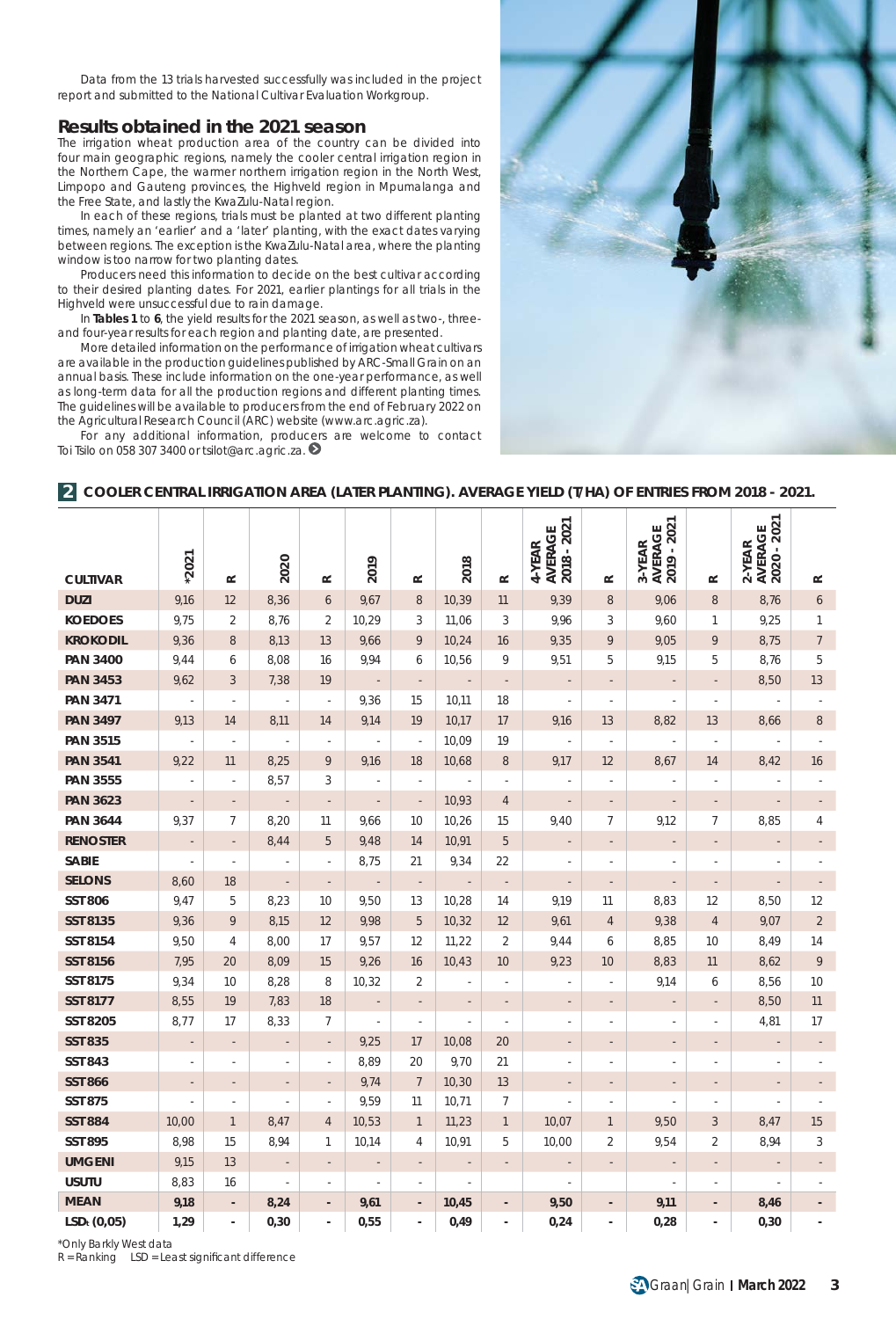Data from the 13 trials harvested successfully was included in the project report and submitted to the National Cultivar Evaluation Workgroup.

## Results obtained in the 2021 season

The irrigation wheat production area of the country can be divided into four main geographic regions, namely the cooler central irrigation region in the Northern Cape, the warmer northern irrigation region in the North West, Limpopo and Gauteng provinces, the Highveld region in Mpumalanga and the Free State, and lastly the KwaZulu-Natal region.

In each of these regions, trials must be planted at two different planting times, namely an 'earlier' and a 'later' planting, with the exact dates varying between regions. The exception is the KwaZulu-Natal area, where the planting window is too narrow for two planting dates.

Producers need this information to decide on the best cultivar according to their desired planting dates. For 2021, earlier plantings for all trials in the Highveld were unsuccessful due to rain damage.

In **Tables 1** to **6**, the yield results for the 2021 season, as well as two-, three- and four-year results for each region and planting date, are presented.

More detailed information on the performance of irrigation wheat cultivars are available in the production guidelines published by ARC-Small Grain on an annual basis. These include information on the one-year performance, as well as long-term data for all the production regions and different planting times. The guidelines will be available to producers from the end of February 2022 on the Agricultural Research Council (ARC) website (www.arc.agric.za).

For any additional information, producers are welcome to contact Toi Tsilo on 058 307 3400 or tsilot@arc.agric.za.

**2 COOLER CENTRAL IRRIGATION AREA (LATER PLANTING). AVERAGE YIELD (T/HA) OF ENTRIES FROM 2018 - 2021.**

| CULTIVAR | *2021 | R | 2020 | R | 2019 | R | 2018 | R | 4-YEAR AVERAGE 2018 - 2021 | R | 3-YEAR AVERAGE 2019 - 2021 | R | 2-YEAR AVERAGE 2020 - 2021 | R |
|---|---|---|---|---|---|---|---|---|---|---|---|---|---|---|
| **DUZI** | 9,16 | 12 | 8,36 | 6 | 9,67 | 8 | 10,39 | 11 | 9,39 | 8 | 9,06 | 8 | 8,76 | 6 |
| **KOEDOES** | 9,75 | 2 | 8,76 | 2 | 10,29 | 3 | 11,06 | 3 | 9,96 | 3 | 9,60 | 1 | 9,25 | 1 |
| **KROKODIL** | 9,36 | 8 | 8,13 | 13 | 9,66 | 9 | 10,24 | 16 | 9,35 | 9 | 9,05 | 9 | 8,75 | 7 |
| **PAN 3400** | 9,44 | 6 | 8,08 | 16 | 9,94 | 6 | 10,56 | 9 | 9,51 | 5 | 9,15 | 5 | 8,76 | 5 |
| **PAN 3453** | 9,62 | 3 | 7,38 | 19 | - | - | - | - | - | - | - | - | 8,50 | 13 |
| **PAN 3471** | - | - | - | - | 9,36 | 15 | 10,11 | 18 | - | - | - | - | - | - |
| **PAN 3497** | 9,13 | 14 | 8,11 | 14 | 9,14 | 19 | 10,17 | 17 | 9,16 | 13 | 8,82 | 13 | 8,66 | 8 |
| **PAN 3515** | - | - | - | - | - | - | 10,09 | 19 | - | - | - | - | - | - |
| **PAN 3541** | 9,22 | 11 | 8,25 | 9 | 9,16 | 18 | 10,68 | 8 | 9,17 | 12 | 8,67 | 14 | 8,42 | 16 |
| **PAN 3555** | - | - | 8,57 | 3 | - | - | - | - | - | - | - | - | - | - |
| **PAN 3623** | - | - | - | - | - | - | 10,93 | 4 | - | - | - | - | - | - |
| **PAN 3644** | 9,37 | 7 | 8,20 | 11 | 9,66 | 10 | 10,26 | 15 | 9,40 | 7 | 9,12 | 7 | 8,85 | 4 |
| **RENOSTER** | - | - | 8,44 | 5 | 9,48 | 14 | 10,91 | 5 | - | - | - | - | - | - |
| **SABIE** | - | - | - | - | 8,75 | 21 | 9,34 | 22 | - | - | - | - | - | - |
| **SELONS** | 8,60 | 18 | - | - | - | - | - | - | - | - | - | - | - | - |
| **SST 806** | 9,47 | 5 | 8,23 | 10 | 9,50 | 13 | 10,28 | 14 | 9,19 | 11 | 8,83 | 12 | 8,50 | 12 |
| **SST 8135** | 9,36 | 9 | 8,15 | 12 | 9,98 | 5 | 10,32 | 12 | 9,61 | 4 | 9,38 | 4 | 9,07 | 2 |
| **SST 8154** | 9,50 | 4 | 8,00 | 17 | 9,57 | 12 | 11,22 | 2 | 9,44 | 6 | 8,85 | 10 | 8,49 | 14 |
| **SST 8156** | 7,95 | 20 | 8,09 | 15 | 9,26 | 16 | 10,43 | 10 | 9,23 | 10 | 8,83 | 11 | 8,62 | 9 |
| **SST 8175** | 9,34 | 10 | 8,28 | 8 | 10,32 | 2 | - | - | - | - | 9,14 | 6 | 8,56 | 10 |
| **SST 8177** | 8,55 | 19 | 7,83 | 18 | - | - | - | - | - | - | - | - | 8,50 | 11 |
| **SST 8205** | 8,77 | 17 | 8,33 | 7 | - | - | - | - | - | - | - | - | 4,81 | 17 |
| **SST 835** | - | - | - | - | 9,25 | 17 | 10,08 | 20 | - | - | - | - | - | - |
| **SST 843** | - | - | - | - | 8,89 | 20 | 9,70 | 21 | - | - | - | - | - | - |
| **SST 866** | - | - | - | - | 9,74 | 7 | 10,30 | 13 | - | - | - | - | - | - |
| **SST 875** | - | - | - | - | 9,59 | 11 | 10,71 | 7 | - | - | - | - | - | - |
| **SST 884** | 10,00 | 1 | 8,47 | 4 | 10,53 | 1 | 11,23 | 1 | 10,07 | 1 | 9,50 | 3 | 8,47 | 15 |
| **SST 895** | 8,98 | 15 | 8,94 | 1 | 10,14 | 4 | 10,91 | 5 | 10,00 | 2 | 9,54 | 2 | 8,94 | 3 |
| **UMGENI** | 9,15 | 13 | - | - | - | - | - | - | - | - | - | - | - | - |
| **USUTU** | 8,83 | 16 | - | - | - | - | - | - | - | - | - | - | - | - |
| **MEAN** | **9,18** | **-** | **8,24** | **-** | **9,61** | **-** | **10,45** | **-** | **9,50** | **-** | **9,11** | **-** | **8,46** | **-** |
| **LSD$_t$ (0,05)** | **1,29** | **-** | **0,30** | **-** | **0,55** | **-** | **0,49** | **-** | **0,24** | **-** | **0,28** | **-** | **0,30** | **-** |

*Only Barkly West data
R = Ranking LSD = Least significant difference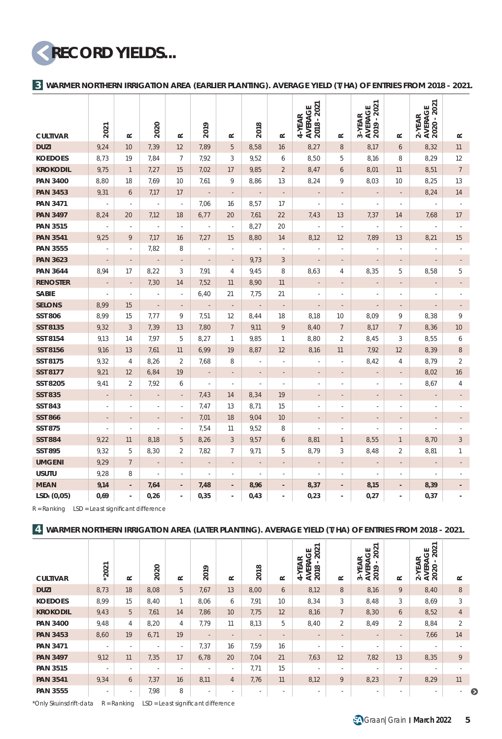# RECORD YIELDS...

## 3 WARMER NORTHERN IRRIGATION AREA (EARLIER PLANTING). AVERAGE YIELD (T/HA) OF ENTRIES FROM 2018 - 2021.

| CULTIVAR | 2021 | R | 2020 | R | 2019 | R | 2018 | R | 4-YEAR AVERAGE 2018 - 2021 | R | 3-YEAR AVERAGE 2019 - 2021 | R | 2-YEAR AVERAGE 2020 - 2021 | R |
|---|---|---|---|---|---|---|---|---|---|---|---|---|---|---|
| DUZI | 9,24 | 10 | 7,39 | 12 | 7,89 | 5 | 8,58 | 16 | 8,27 | 8 | 8,17 | 6 | 8,32 | 11 |
| KOEDOES | 8,73 | 19 | 7,84 | 7 | 7,92 | 3 | 9,52 | 6 | 8,50 | 5 | 8,16 | 8 | 8,29 | 12 |
| KROKODIL | 9,75 | 1 | 7,27 | 15 | 7,02 | 17 | 9,85 | 2 | 8,47 | 6 | 8,01 | 11 | 8,51 | 7 |
| PAN 3400 | 8,80 | 18 | 7,69 | 10 | 7,61 | 9 | 8,86 | 13 | 8,24 | 9 | 8,03 | 10 | 8,25 | 13 |
| PAN 3453 | 9,31 | 6 | 7,17 | 17 | - | - | - | - | - | - | - | - | 8,24 | 14 |
| PAN 3471 | - | - | - | - | 7,06 | 16 | 8,57 | 17 | - | - | - | - | - | - |
| PAN 3497 | 8,24 | 20 | 7,12 | 18 | 6,77 | 20 | 7,61 | 22 | 7,43 | 13 | 7,37 | 14 | 7,68 | 17 |
| PAN 3515 | - | - | - | - | - | - | 8,27 | 20 | - | - | - | - | - | - |
| PAN 3541 | 9,25 | 9 | 7,17 | 16 | 7,27 | 15 | 8,80 | 14 | 8,12 | 12 | 7,89 | 13 | 8,21 | 15 |
| PAN 3555 | - | - | 7,82 | 8 | - | - | - | - | - | - | - | - | - | - |
| PAN 3623 | - | - | - | - | - | - | 9,73 | 3 | - | - | - | - | - | - |
| PAN 3644 | 8,94 | 17 | 8,22 | 3 | 7,91 | 4 | 9,45 | 8 | 8,63 | 4 | 8,35 | 5 | 8,58 | 5 |
| RENOSTER | - | - | 7,30 | 14 | 7,52 | 11 | 8,90 | 11 | - | - | - | - | - | - |
| SABIE | - | - | - | - | 6,40 | 21 | 7,75 | 21 | - | - | - | - | - | - |
| SELONS | 8,99 | 15 | - | - | - | - | - | - | - | - | - | - | - | - |
| SST 806 | 8,99 | 15 | 7,77 | 9 | 7,51 | 12 | 8,44 | 18 | 8,18 | 10 | 8,09 | 9 | 8,38 | 9 |
| SST 8135 | 9,32 | 3 | 7,39 | 13 | 7,80 | 7 | 9,11 | 9 | 8,40 | 7 | 8,17 | 7 | 8,36 | 10 |
| SST 8154 | 9,13 | 14 | 7,97 | 5 | 8,27 | 1 | 9,85 | 1 | 8,80 | 2 | 8,45 | 3 | 8,55 | 6 |
| SST 8156 | 9,16 | 13 | 7,61 | 11 | 6,99 | 19 | 8,87 | 12 | 8,16 | 11 | 7,92 | 12 | 8,39 | 8 |
| SST 8175 | 9,32 | 4 | 8,26 | 2 | 7,68 | 8 | - | - | - | - | 8,42 | 4 | 8,79 | 2 |
| SST 8177 | 9,21 | 12 | 6,84 | 19 | - | - | - | - | - | - | - | - | 8,02 | 16 |
| SST 8205 | 9,41 | 2 | 7,92 | 6 | - | - | - | - | - | - | - | - | 8,67 | 4 |
| SST 835 | - | - | - | - | 7,43 | 14 | 8,34 | 19 | - | - | - | - | - | - |
| SST 843 | - | - | - | - | 7,47 | 13 | 8,71 | 15 | - | - | - | - | - | - |
| SST 866 | - | - | - | - | 7,01 | 18 | 9,04 | 10 | - | - | - | - | - | - |
| SST 875 | - | - | - | - | 7,54 | 11 | 9,52 | 8 | - | - | - | - | - | - |
| SST 884 | 9,22 | 11 | 8,18 | 5 | 8,26 | 3 | 9,57 | 6 | 8,81 | 1 | 8,55 | 1 | 8,70 | 3 |
| SST 895 | 9,32 | 5 | 8,30 | 2 | 7,82 | 7 | 9,71 | 5 | 8,79 | 3 | 8,48 | 2 | 8,81 | 1 |
| UMGENI | 9,29 | 7 | - | - | - | - | - | - | - | - | - | - | - | - |
| USUTU | 9,28 | 8 | - | - | - | - | - | - | - | - | - | - | - | - |
| **MEAN** | **9,14** | - | **7,64** | - | **7,48** | - | **8,96** | - | **8,37** | - | **8,15** | - | **8,39** | - |
| **LSD: (0,05)** | **0,69** | - | **0,26** | - | **0,35** | - | **0,43** | - | **0,23** | - | **0,27** | - | **0,37** | - |

R = Ranking    LSD = Least significant difference

## 4 WARMER NORTHERN IRRIGATION AREA (LATER PLANTING). AVERAGE YIELD (T/HA) OF ENTRIES FROM 2018 - 2021.

| CULTIVAR | *2021 | R | 2020 | R | 2019 | R | 2018 | R | 4-YEAR AVERAGE 2018 - 2021 | R | 3-YEAR AVERAGE 2019 - 2021 | R | 2-YEAR AVERAGE 2020 - 2021 | R |
|---|---|---|---|---|---|---|---|---|---|---|---|---|---|---|
| DUZI | 8,73 | 18 | 8,08 | 5 | 7,67 | 13 | 8,00 | 6 | 8,12 | 8 | 8,16 | 9 | 8,40 | 8 |
| KOEDOES | 8,99 | 15 | 8,40 | 1 | 8,06 | 6 | 7,91 | 10 | 8,34 | 3 | 8,48 | 3 | 8,69 | 3 |
| KROKODIL | 9,43 | 5 | 7,61 | 14 | 7,86 | 10 | 7,75 | 12 | 8,16 | 7 | 8,30 | 6 | 8,52 | 4 |
| PAN 3400 | 9,48 | 4 | 8,20 | 4 | 7,79 | 11 | 8,13 | 5 | 8,40 | 2 | 8,49 | 2 | 8,84 | 2 |
| PAN 3453 | 8,60 | 19 | 6,71 | 19 | - | - | - | - | - | - | - | - | 7,66 | 14 |
| PAN 3471 | - | - | - | - | 7,37 | 16 | 7,59 | 16 | - | - | - | - | - | - |
| PAN 3497 | 9,12 | 11 | 7,35 | 17 | 6,78 | 20 | 7,04 | 21 | 7,63 | 12 | 7,82 | 13 | 8,35 | 9 |
| PAN 3515 | - | - | - | - | - | - | 7,71 | 15 | - | - | - | - | - | - |
| PAN 3541 | 9,34 | 6 | 7,37 | 16 | 8,11 | 4 | 7,76 | 11 | 8,12 | 9 | 8,23 | 7 | 8,29 | 11 |
| PAN 3555 | - | - | 7,98 | 8 | - | - | - | - | - | - | - | - | - | - |

*Only Skuinsdrift-data    R = Ranking    LSD = Least significant difference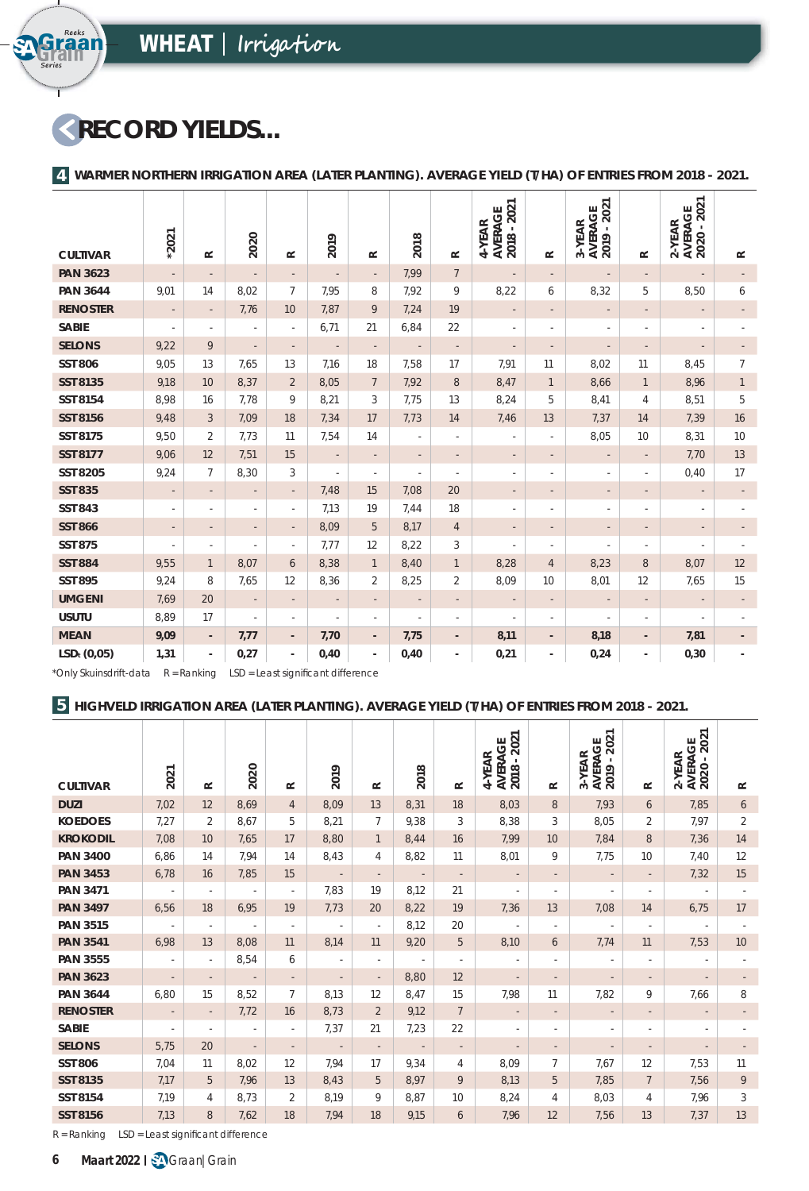## RECORD YIELDS...

**4 WARMER NORTHERN IRRIGATION AREA (LATER PLANTING). AVERAGE YIELD (T/HA) OF ENTRIES FROM 2018 - 2021.**

| CULTIVAR | *2021 | R | 2020 | R | 2019 | R | 2018 | R | 4-YEAR AVERAGE 2018 - 2021 | R | 3-YEAR AVERAGE 2019 - 2021 | R | 2-YEAR AVERAGE 2020 - 2021 | R |
|---|---|---|---|---|---|---|---|---|---|---|---|---|---|---|
| PAN 3623 | - | - | - | - | - | - | 7,99 | 7 | - | - | - | - | - | - |
| PAN 3644 | 9,01 | 14 | 8,02 | 7 | 7,95 | 8 | 7,92 | 9 | 8,22 | 6 | 8,32 | 5 | 8,50 | 6 |
| RENOSTER | - | - | 7,76 | 10 | 7,87 | 9 | 7,24 | 19 | - | - | - | - | - | - |
| SABIE | - | - | - | - | 6,71 | 21 | 6,84 | 22 | - | - | - | - | - | - |
| SELONS | 9,22 | 9 | - | - | - | - | - | - | - | - | - | - | - | - |
| SST 806 | 9,05 | 13 | 7,65 | 13 | 7,16 | 18 | 7,58 | 17 | 7,91 | 11 | 8,02 | 11 | 8,45 | 7 |
| SST 8135 | 9,18 | 10 | 8,37 | 2 | 8,05 | 7 | 7,92 | 8 | 8,47 | 1 | 8,66 | 1 | 8,96 | 1 |
| SST 8154 | 8,98 | 16 | 7,78 | 9 | 8,21 | 3 | 7,75 | 13 | 8,24 | 5 | 8,41 | 4 | 8,51 | 5 |
| SST 8156 | 9,48 | 3 | 7,09 | 18 | 7,34 | 17 | 7,73 | 14 | 7,46 | 13 | 7,37 | 14 | 7,39 | 16 |
| SST 8175 | 9,50 | 2 | 7,73 | 11 | 7,54 | 14 | - | - | - | - | 8,05 | 10 | 8,31 | 10 |
| SST 8177 | 9,06 | 12 | 7,51 | 15 | - | - | - | - | - | - | - | - | 7,70 | 13 |
| SST 8205 | 9,24 | 7 | 8,30 | 3 | - | - | - | - | - | - | - | - | 0,40 | 17 |
| SST 835 | - | - | - | - | 7,48 | 15 | 7,08 | 20 | - | - | - | - | - | - |
| SST 843 | - | - | - | - | 7,13 | 19 | 7,44 | 18 | - | - | - | - | - | - |
| SST 866 | - | - | - | - | 8,09 | 5 | 8,17 | 4 | - | - | - | - | - | - |
| SST 875 | - | - | - | - | 7,77 | 12 | 8,22 | 3 | - | - | - | - | - | - |
| SST 884 | 9,55 | 1 | 8,07 | 6 | 8,38 | 1 | 8,40 | 1 | 8,28 | 4 | 8,23 | 8 | 8,07 | 12 |
| SST 895 | 9,24 | 8 | 7,65 | 12 | 8,36 | 2 | 8,25 | 2 | 8,09 | 10 | 8,01 | 12 | 7,65 | 15 |
| UMGENI | 7,69 | 20 | - | - | - | - | - | - | - | - | - | - | - | - |
| USUTU | 8,89 | 17 | - | - | - | - | - | - | - | - | - | - | - | - |
| MEAN | 9,09 | - | 7,77 | - | 7,70 | - | 7,75 | - | 8,11 | - | 8,18 | - | 7,81 | - |
| LSD: (0,05) | 1,31 | - | 0,27 | - | 0,40 | - | 0,40 | - | 0,21 | - | 0,24 | - | 0,30 | - |

*Only Skuinsdrift-data R = Ranking LSD = Least significant difference

**5 HIGHVELD IRRIGATION AREA (LATER PLANTING). AVERAGE YIELD (T/HA) OF ENTRIES FROM 2018 - 2021.**

| CULTIVAR | 2021 | R | 2020 | R | 2019 | R | 2018 | R | 4-YEAR AVERAGE 2018 - 2021 | R | 3-YEAR AVERAGE 2019 - 2021 | R | 2-YEAR AVERAGE 2020 - 2021 | R |
|---|---|---|---|---|---|---|---|---|---|---|---|---|---|---|
| DUZI | 7,02 | 12 | 8,69 | 4 | 8,09 | 13 | 8,31 | 18 | 8,03 | 8 | 7,93 | 6 | 7,85 | 6 |
| KOEDOES | 7,27 | 2 | 8,67 | 5 | 8,21 | 7 | 9,38 | 3 | 8,38 | 3 | 8,05 | 2 | 7,97 | 2 |
| KROKODIL | 7,08 | 10 | 7,65 | 17 | 8,80 | 1 | 8,44 | 16 | 7,99 | 10 | 7,84 | 8 | 7,36 | 14 |
| PAN 3400 | 6,86 | 14 | 7,94 | 14 | 8,43 | 4 | 8,82 | 11 | 8,01 | 9 | 7,75 | 10 | 7,40 | 12 |
| PAN 3453 | 6,78 | 16 | 7,85 | 15 | - | - | - | - | - | - | - | - | 7,32 | 15 |
| PAN 3471 | - | - | - | - | 7,83 | 19 | 8,12 | 21 | - | - | - | - | - | - |
| PAN 3497 | 6,56 | 18 | 6,95 | 19 | 7,73 | 20 | 8,22 | 19 | 7,36 | 13 | 7,08 | 14 | 6,75 | 17 |
| PAN 3515 | - | - | - | - | - | - | 8,12 | 20 | - | - | - | - | - | - |
| PAN 3541 | 6,98 | 13 | 8,08 | 11 | 8,14 | 11 | 9,20 | 5 | 8,10 | 6 | 7,74 | 11 | 7,53 | 10 |
| PAN 3555 | - | - | 8,54 | 6 | - | - | - | - | - | - | - | - | - | - |
| PAN 3623 | - | - | - | - | - | - | 8,80 | 12 | - | - | - | - | - | - |
| PAN 3644 | 6,80 | 15 | 8,52 | 7 | 8,13 | 12 | 8,47 | 15 | 7,98 | 11 | 7,82 | 9 | 7,66 | 8 |
| RENOSTER | - | - | 7,72 | 16 | 8,73 | 2 | 9,12 | 7 | - | - | - | - | - | - |
| SABIE | - | - | - | - | 7,37 | 21 | 7,23 | 22 | - | - | - | - | - | - |
| SELONS | 5,75 | 20 | - | - | - | - | - | - | - | - | - | - | - | - |
| SST 806 | 7,04 | 11 | 8,02 | 12 | 7,94 | 17 | 9,34 | 4 | 8,09 | 7 | 7,67 | 12 | 7,53 | 11 |
| SST 8135 | 7,17 | 5 | 7,96 | 13 | 8,43 | 5 | 8,97 | 9 | 8,13 | 5 | 7,85 | 7 | 7,56 | 9 |
| SST 8154 | 7,19 | 4 | 8,73 | 2 | 8,19 | 9 | 8,87 | 10 | 8,24 | 4 | 8,03 | 4 | 7,96 | 3 |
| SST 8156 | 7,13 | 8 | 7,62 | 18 | 7,94 | 18 | 9,15 | 6 | 7,96 | 12 | 7,56 | 13 | 7,37 | 13 |

R = Ranking LSD = Least significant difference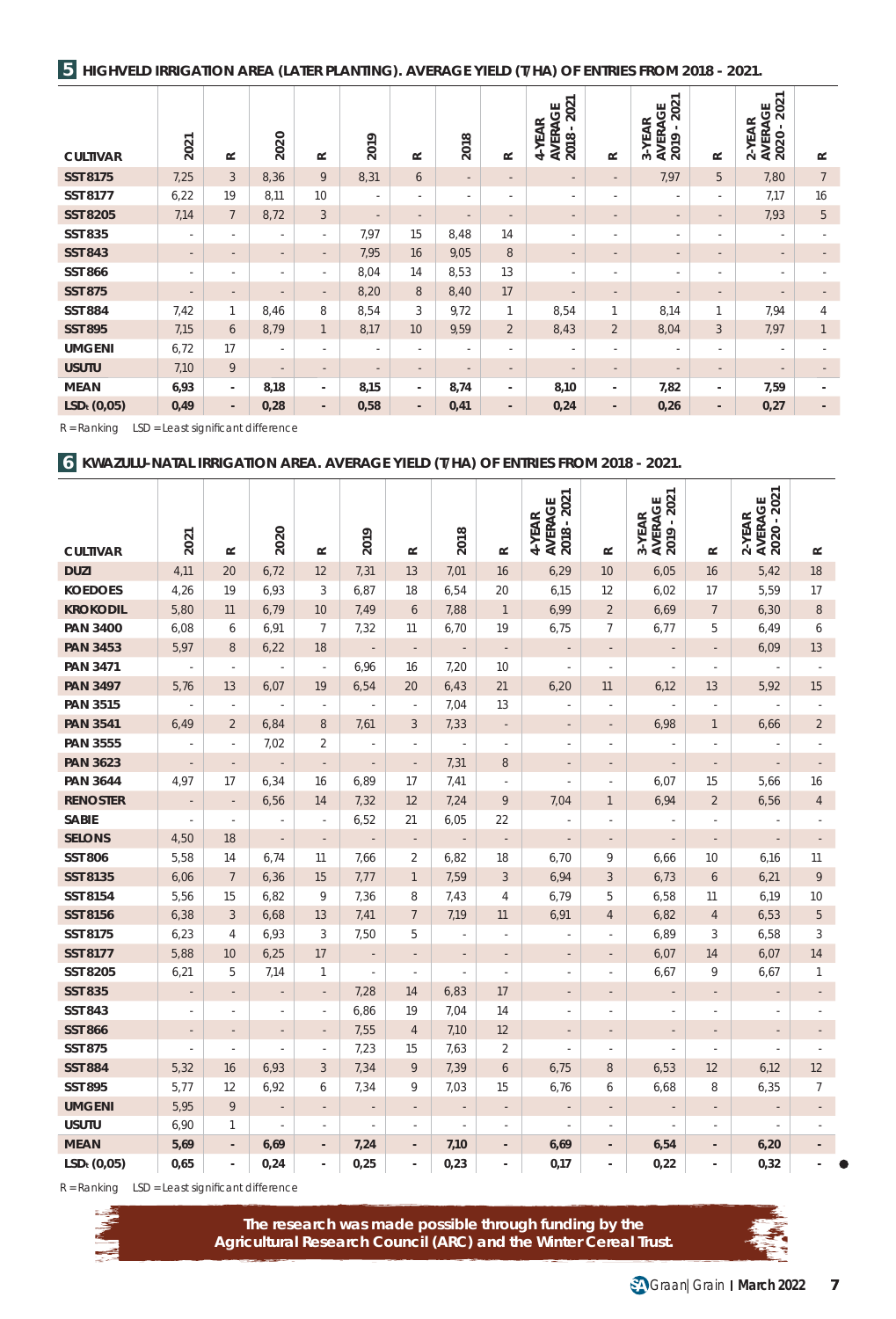## 5 HIGHVELD IRRIGATION AREA (LATER PLANTING). AVERAGE YIELD (T/HA) OF ENTRIES FROM 2018 - 2021.

| CULTIVAR | 2021 | R | 2020 | R | 2019 | R | 2018 | R | 4-YEAR AVERAGE 2018 - 2021 | R | 3-YEAR AVERAGE 2019 - 2021 | R | 2-YEAR AVERAGE 2020 - 2021 | R |
|---|---|---|---|---|---|---|---|---|---|---|---|---|---|---|
| SST 8175 | 7,25 | 3 | 8,36 | 9 | 8,31 | 6 | - | - | - | - | 7,97 | 5 | 7,80 | 7 |
| SST 8177 | 6,22 | 19 | 8,11 | 10 | - | - | - | - | - | - | - | - | 7,17 | 16 |
| SST 8205 | 7,14 | 7 | 8,72 | 3 | - | - | - | - | - | - | - | - | 7,93 | 5 |
| SST 835 | - | - | - | - | 7,97 | 15 | 8,48 | 14 | - | - | - | - | - | - |
| SST 843 | - | - | - | - | 7,95 | 16 | 9,05 | 8 | - | - | - | - | - | - |
| SST 866 | - | - | - | - | 8,04 | 14 | 8,53 | 13 | - | - | - | - | - | - |
| SST 875 | - | - | - | - | 8,20 | 8 | 8,40 | 17 | - | - | - | - | - | - |
| SST 884 | 7,42 | 1 | 8,46 | 8 | 8,54 | 3 | 9,72 | 1 | 8,54 | 1 | 8,14 | 1 | 7,94 | 4 |
| SST 895 | 7,15 | 6 | 8,79 | 1 | 8,17 | 10 | 9,59 | 2 | 8,43 | 2 | 8,04 | 3 | 7,97 | 1 |
| UMGENI | 6,72 | 17 | - | - | - | - | - | - | - | - | - | - | - | - |
| USUTU | 7,10 | 9 | - | - | - | - | - | - | - | - | - | - | - | - |
| **MEAN** | **6,93** | **-** | **8,18** | **-** | **8,15** | **-** | **8,74** | **-** | **8,10** | **-** | **7,82** | **-** | **7,59** | **-** |
| **LSD$_t$ (0,05)** | **0,49** | **-** | **0,28** | **-** | **0,58** | **-** | **0,41** | **-** | **0,24** | **-** | **0,26** | **-** | **0,27** | **-** |

R = Ranking LSD = Least significant difference

## 6 KWAZULU-NATAL IRRIGATION AREA. AVERAGE YIELD (T/HA) OF ENTRIES FROM 2018 - 2021.

| CULTIVAR | 2021 | R | 2020 | R | 2019 | R | 2018 | R | 4-YEAR AVERAGE 2018 - 2021 | R | 3-YEAR AVERAGE 2019 - 2021 | R | 2-YEAR AVERAGE 2020 - 2021 | R |
|---|---|---|---|---|---|---|---|---|---|---|---|---|---|---|
| DUZI | 4,11 | 20 | 6,72 | 12 | 7,31 | 13 | 7,01 | 16 | 6,29 | 10 | 6,05 | 16 | 5,42 | 18 |
| KOEDOES | 4,26 | 19 | 6,93 | 3 | 6,87 | 18 | 6,54 | 20 | 6,15 | 12 | 6,02 | 17 | 5,59 | 17 |
| KROKODIL | 5,80 | 11 | 6,79 | 10 | 7,49 | 6 | 7,88 | 1 | 6,99 | 2 | 6,69 | 7 | 6,30 | 8 |
| PAN 3400 | 6,08 | 6 | 6,91 | 7 | 7,32 | 11 | 6,70 | 19 | 6,75 | 7 | 6,77 | 5 | 6,49 | 6 |
| PAN 3453 | 5,97 | 8 | 6,22 | 18 | - | - | - | - | - | - | - | - | 6,09 | 13 |
| PAN 3471 | - | - | - | - | 6,96 | 16 | 7,20 | 10 | - | - | - | - | - | - |
| PAN 3497 | 5,76 | 13 | 6,07 | 19 | 6,54 | 20 | 6,43 | 21 | 6,20 | 11 | 6,12 | 13 | 5,92 | 15 |
| PAN 3515 | - | - | - | - | - | - | 7,04 | 13 | - | - | - | - | - | - |
| PAN 3541 | 6,49 | 2 | 6,84 | 8 | 7,61 | 3 | 7,33 | - | - | - | 6,98 | 1 | 6,66 | 2 |
| PAN 3555 | - | - | 7,02 | 2 | - | - | - | - | - | - | - | - | - | - |
| PAN 3623 | - | - | - | - | - | - | 7,31 | 8 | - | - | - | - | - | - |
| PAN 3644 | 4,97 | 17 | 6,34 | 16 | 6,89 | 17 | 7,41 | - | - | - | 6,07 | 15 | 5,66 | 16 |
| RENOSTER | - | - | 6,56 | 14 | 7,32 | 12 | 7,24 | 9 | 7,04 | 1 | 6,94 | 2 | 6,56 | 4 |
| SABIE | - | - | - | - | 6,52 | 21 | 6,05 | 22 | - | - | - | - | - | - |
| SELONS | 4,50 | 18 | - | - | - | - | - | - | - | - | - | - | - | - |
| SST 806 | 5,58 | 14 | 6,74 | 11 | 7,66 | 2 | 6,82 | 18 | 6,70 | 9 | 6,66 | 10 | 6,16 | 11 |
| SST 8135 | 6,06 | 7 | 6,36 | 15 | 7,77 | 1 | 7,59 | 3 | 6,94 | 3 | 6,73 | 6 | 6,21 | 9 |
| SST 8154 | 5,56 | 15 | 6,82 | 9 | 7,36 | 8 | 7,43 | 4 | 6,79 | 5 | 6,58 | 11 | 6,19 | 10 |
| SST 8156 | 6,38 | 3 | 6,68 | 13 | 7,41 | 7 | 7,19 | 11 | 6,91 | 4 | 6,82 | 4 | 6,53 | 5 |
| SST 8175 | 6,23 | 4 | 6,93 | 3 | 7,50 | 5 | - | - | - | - | 6,89 | 3 | 6,58 | 3 |
| SST 8177 | 5,88 | 10 | 6,25 | 17 | - | - | - | - | - | - | 6,07 | 14 | 6,07 | 14 |
| SST 8205 | 6,21 | 5 | 7,14 | 1 | - | - | - | - | - | - | 6,67 | 9 | 6,67 | 1 |
| SST 835 | - | - | - | - | 7,28 | 14 | 6,83 | 17 | - | - | - | - | - | - |
| SST 843 | - | - | - | - | 6,86 | 19 | 7,04 | 14 | - | - | - | - | - | - |
| SST 866 | - | - | - | - | 7,55 | 4 | 7,10 | 12 | - | - | - | - | - | - |
| SST 875 | - | - | - | - | 7,23 | 15 | 7,63 | 2 | - | - | - | - | - | - |
| SST 884 | 5,32 | 16 | 6,93 | 3 | 7,34 | 9 | 7,39 | 6 | 6,75 | 8 | 6,53 | 12 | 6,12 | 12 |
| SST 895 | 5,77 | 12 | 6,92 | 6 | 7,34 | 9 | 7,03 | 15 | 6,76 | 6 | 6,68 | 8 | 6,35 | 7 |
| UMGENI | 5,95 | 9 | - | - | - | - | - | - | - | - | - | - | - | - |
| USUTU | 6,90 | 1 | - | - | - | - | - | - | - | - | - | - | - | - |
| **MEAN** | **5,69** | **-** | **6,69** | **-** | **7,24** | **-** | **7,10** | **-** | **6,69** | **-** | **6,54** | **-** | **6,20** | **-** |
| **LSD$_t$ (0,05)** | **0,65** | **-** | **0,24** | **-** | **0,25** | **-** | **0,23** | **-** | **0,17** | **-** | **0,22** | **-** | **0,32** | **-** |

R = Ranking LSD = Least significant difference

**The research was made possible through funding by the Agricultural Research Council (ARC) and the Winter Cereal Trust.**